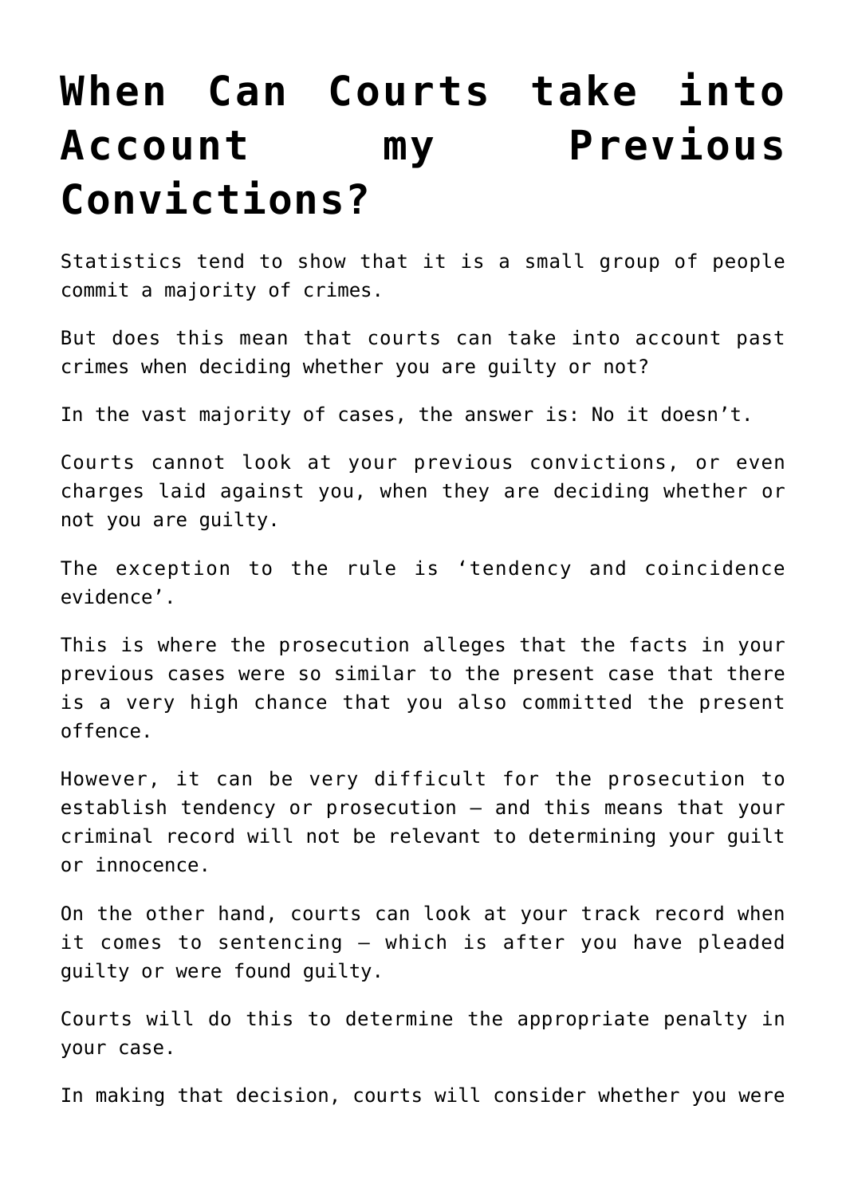# When Can Courts take into Account my Previous Convictions?

Statistics tend to show that it is a small group of people commit a majority of crimes.

But does this mean that courts can take into account past crimes when deciding whether you are guilty or not?

In the vast majority of cases, the answer is: No it doesn't.

Courts cannot look at your previous convictions, or even charges laid against you, when they are deciding whether or not you are guilty.

The exception to the rule is 'tendency and coincidence evidence'.

This is where the prosecution alleges that the facts in your previous cases were so similar to the present case that there is a very high chance that you also committed the present offence.

However, it can be very difficult for the prosecution to establish tendency or prosecution – and this means that your criminal record will not be relevant to determining your guilt or innocence.

On the other hand, courts can look at your track record when it comes to sentencing – which is after you have pleaded guilty or were found guilty.

Courts will do this to determine the appropriate penalty in your case.

In making that decision, courts will consider whether you were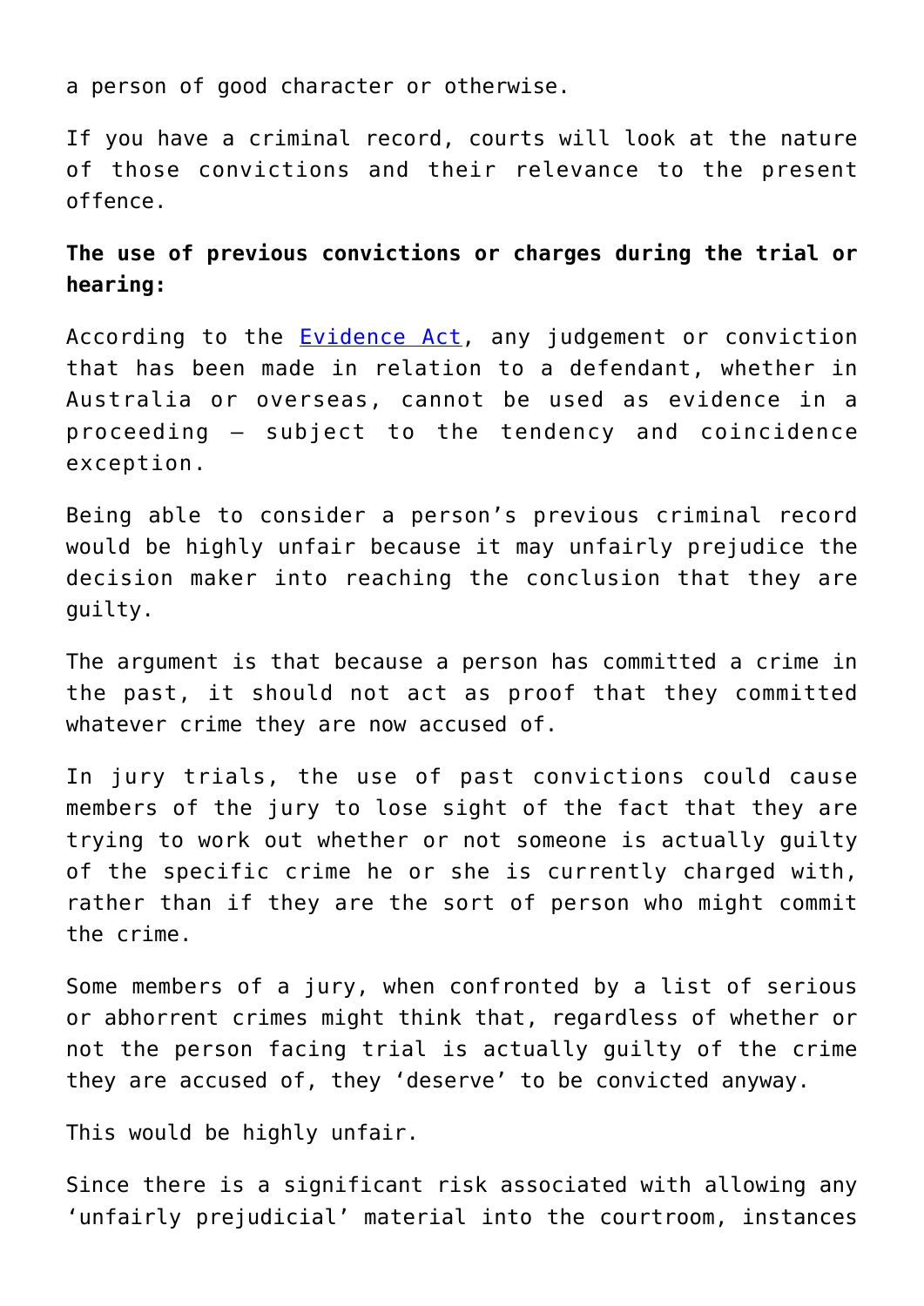a person of good character or otherwise.

If you have a criminal record, courts will look at the nature of those convictions and their relevance to the present offence.

**The use of previous convictions or charges during the trial or hearing:**

According to the [Evidence Act](), any judgement or conviction that has been made in relation to a defendant, whether in Australia or overseas, cannot be used as evidence in a proceeding – subject to the tendency and coincidence exception.

Being able to consider a person's previous criminal record would be highly unfair because it may unfairly prejudice the decision maker into reaching the conclusion that they are guilty.

The argument is that because a person has committed a crime in the past, it should not act as proof that they committed whatever crime they are now accused of.

In jury trials, the use of past convictions could cause members of the jury to lose sight of the fact that they are trying to work out whether or not someone is actually guilty of the specific crime he or she is currently charged with, rather than if they are the sort of person who might commit the crime.

Some members of a jury, when confronted by a list of serious or abhorrent crimes might think that, regardless of whether or not the person facing trial is actually guilty of the crime they are accused of, they 'deserve' to be convicted anyway.

This would be highly unfair.

Since there is a significant risk associated with allowing any 'unfairly prejudicial' material into the courtroom, instances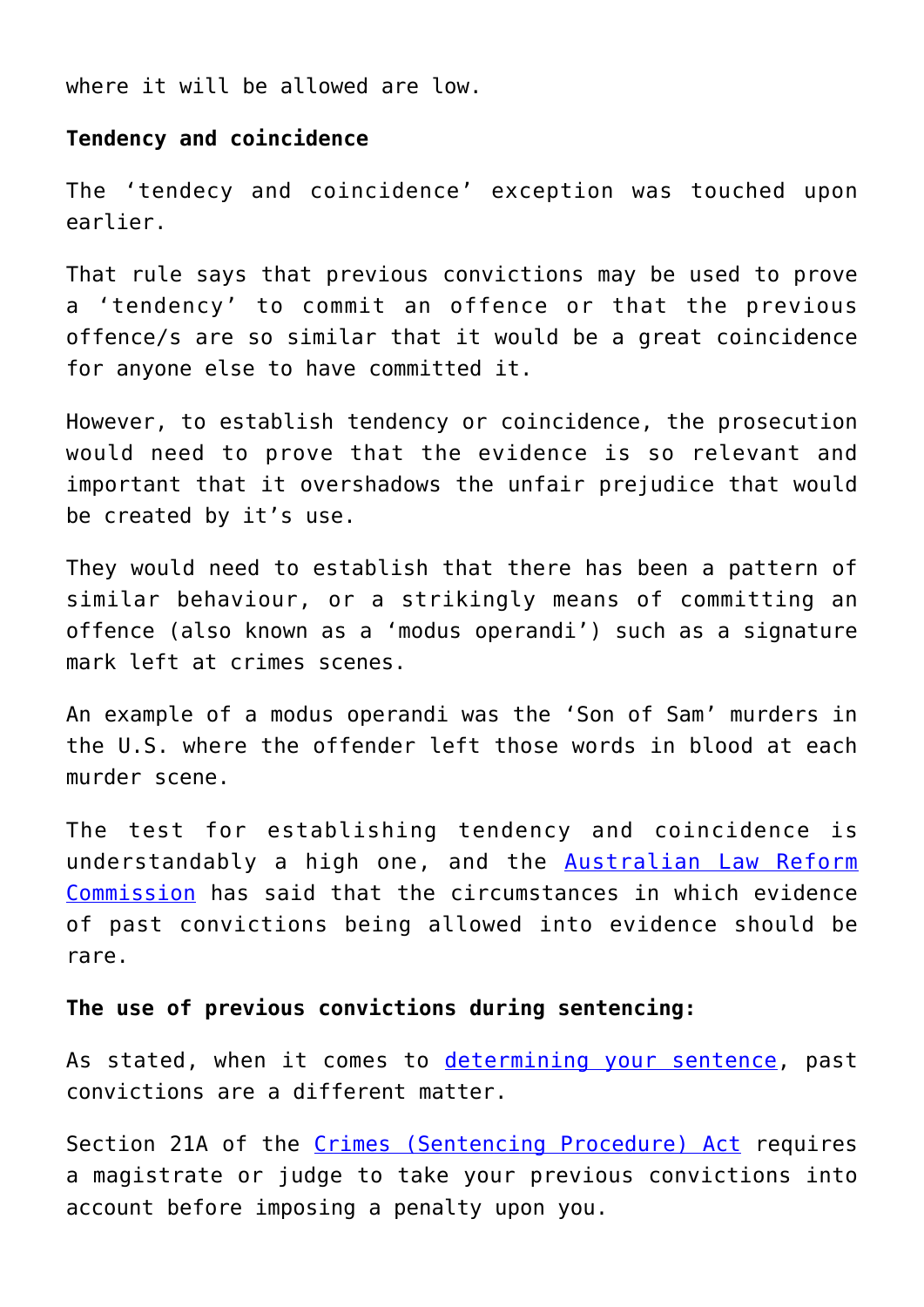where it will be allowed are low.

**Tendency and coincidence**

The 'tendecy and coincidence' exception was touched upon earlier.

That rule says that previous convictions may be used to prove a 'tendency' to commit an offence or that the previous offence/s are so similar that it would be a great coincidence for anyone else to have committed it.

However, to establish tendency or coincidence, the prosecution would need to prove that the evidence is so relevant and important that it overshadows the unfair prejudice that would be created by it's use.

They would need to establish that there has been a pattern of similar behaviour, or a strikingly means of committing an offence (also known as a 'modus operandi') such as a signature mark left at crimes scenes.

An example of a modus operandi was the 'Son of Sam' murders in the U.S. where the offender left those words in blood at each murder scene.

The test for establishing tendency and coincidence is understandably a high one, and the Australian Law Reform Commission has said that the circumstances in which evidence of past convictions being allowed into evidence should be rare.

**The use of previous convictions during sentencing:**

As stated, when it comes to determining your sentence, past convictions are a different matter.

Section 21A of the Crimes (Sentencing Procedure) Act requires a magistrate or judge to take your previous convictions into account before imposing a penalty upon you.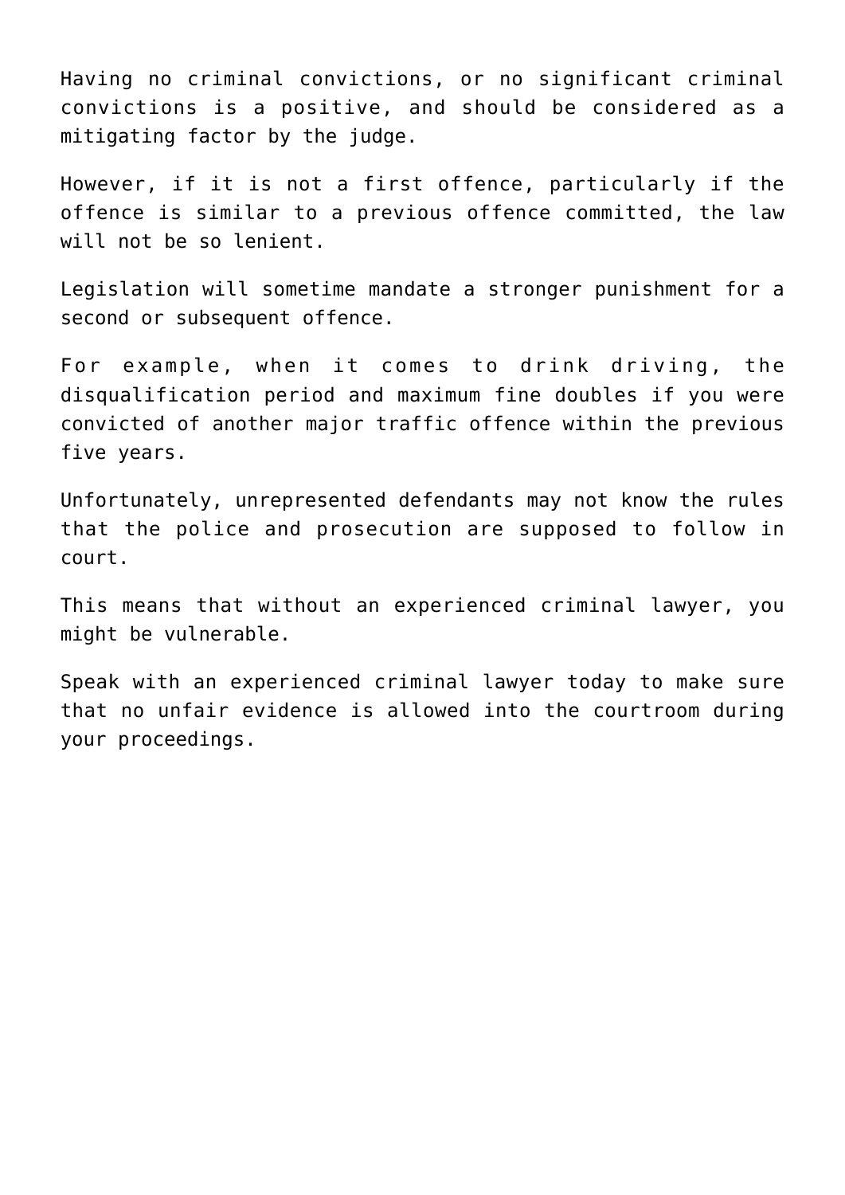Having no criminal convictions, or no significant criminal convictions is a positive, and should be considered as a mitigating factor by the judge.

However, if it is not a first offence, particularly if the offence is similar to a previous offence committed, the law will not be so lenient.

Legislation will sometime mandate a stronger punishment for a second or subsequent offence.

For example, when it comes to drink driving, the disqualification period and maximum fine doubles if you were convicted of another major traffic offence within the previous five years.

Unfortunately, unrepresented defendants may not know the rules that the police and prosecution are supposed to follow in court.

This means that without an experienced criminal lawyer, you might be vulnerable.

Speak with an experienced criminal lawyer today to make sure that no unfair evidence is allowed into the courtroom during your proceedings.